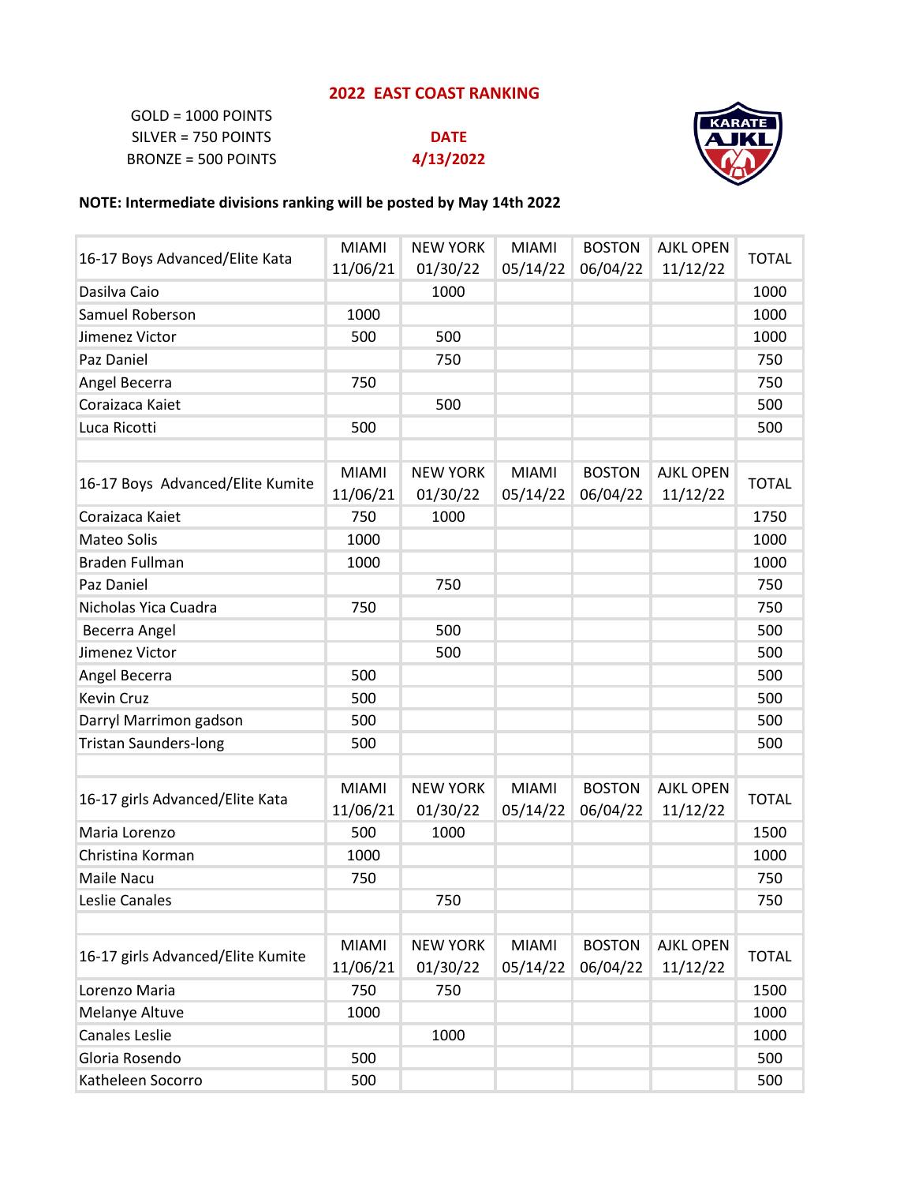# 2022 EAST COAST RANKING

GOLD = 1000 POINTS
SILVER = 750 POINTS
BRONZE = 500 POINTS

**DATE**
**4/13/2022**

**NOTE: Intermediate divisions ranking will be posted by May 14th 2022**

| 16-17 Boys Advanced/Elite Kata | MIAMI 11/06/21 | NEW YORK 01/30/22 | MIAMI 05/14/22 | BOSTON 06/04/22 | AJKL OPEN 11/12/22 | TOTAL |
|---|---|---|---|---|---|---|
| Dasilva Caio | | 1000 | | | | 1000 |
| Samuel Roberson | 1000 | | | | | 1000 |
| Jimenez Victor | 500 | 500 | | | | 1000 |
| Paz Daniel | | 750 | | | | 750 |
| Angel Becerra | 750 | | | | | 750 |
| Coraizaca Kaiet | | 500 | | | | 500 |
| Luca Ricotti | 500 | | | | | 500 |

| 16-17 Boys Advanced/Elite Kumite | MIAMI 11/06/21 | NEW YORK 01/30/22 | MIAMI 05/14/22 | BOSTON 06/04/22 | AJKL OPEN 11/12/22 | TOTAL |
|---|---|---|---|---|---|---|
| Coraizaca Kaiet | 750 | 1000 | | | | 1750 |
| Mateo Solis | 1000 | | | | | 1000 |
| Braden Fullman | 1000 | | | | | 1000 |
| Paz Daniel | | 750 | | | | 750 |
| Nicholas Yica Cuadra | 750 | | | | | 750 |
| Becerra Angel | | 500 | | | | 500 |
| Jimenez Victor | | 500 | | | | 500 |
| Angel Becerra | 500 | | | | | 500 |
| Kevin Cruz | 500 | | | | | 500 |
| Darryl Marrimon gadson | 500 | | | | | 500 |
| Tristan Saunders-long | 500 | | | | | 500 |

| 16-17 girls Advanced/Elite Kata | MIAMI 11/06/21 | NEW YORK 01/30/22 | MIAMI 05/14/22 | BOSTON 06/04/22 | AJKL OPEN 11/12/22 | TOTAL |
|---|---|---|---|---|---|---|
| Maria Lorenzo | 500 | 1000 | | | | 1500 |
| Christina Korman | 1000 | | | | | 1000 |
| Maile Nacu | 750 | | | | | 750 |
| Leslie Canales | | 750 | | | | 750 |

| 16-17 girls Advanced/Elite Kumite | MIAMI 11/06/21 | NEW YORK 01/30/22 | MIAMI 05/14/22 | BOSTON 06/04/22 | AJKL OPEN 11/12/22 | TOTAL |
|---|---|---|---|---|---|---|
| Lorenzo Maria | 750 | 750 | | | | 1500 |
| Melanye Altuve | 1000 | | | | | 1000 |
| Canales Leslie | | 1000 | | | | 1000 |
| Gloria Rosendo | 500 | | | | | 500 |
| Katheleen Socorro | 500 | | | | | 500 |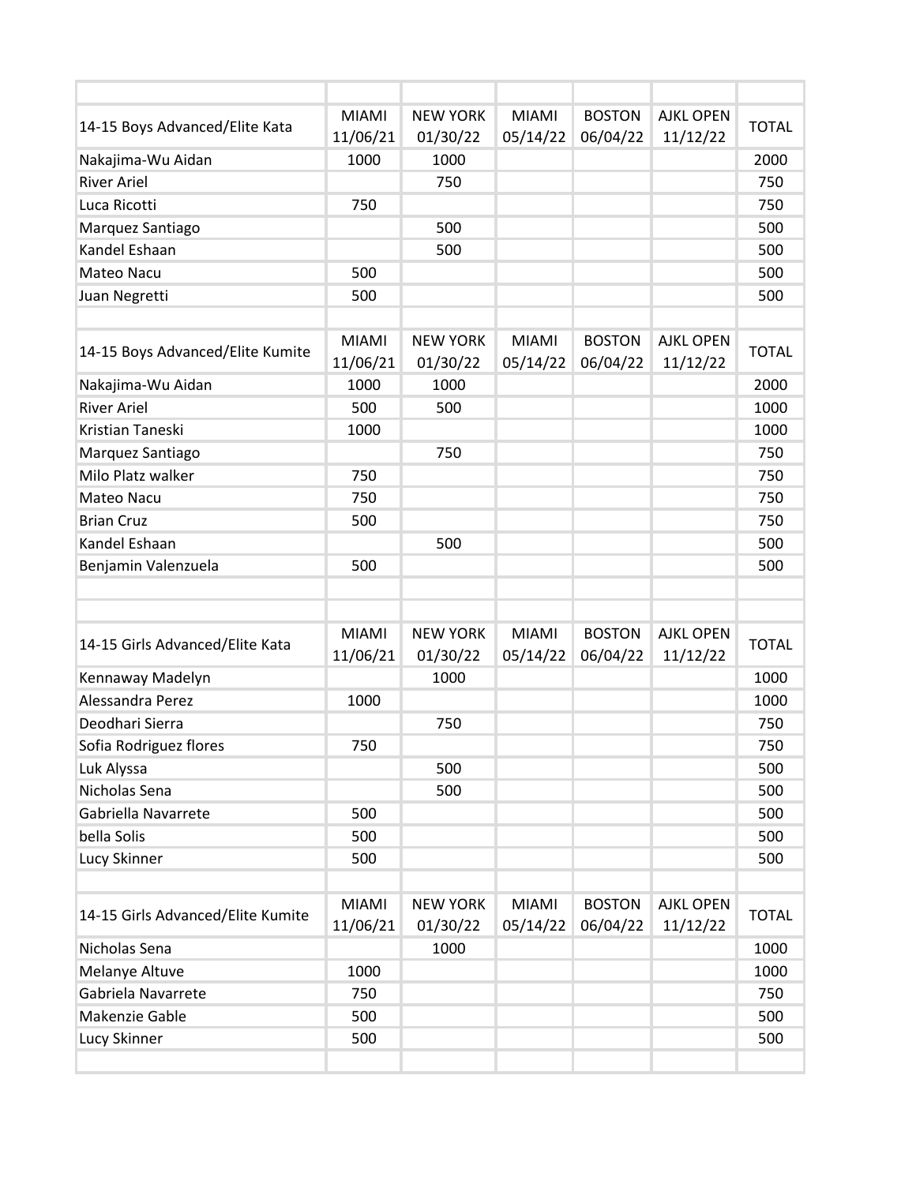| 14-15 Boys Advanced/Elite Kata | MIAMI 11/06/21 | NEW YORK 01/30/22 | MIAMI 05/14/22 | BOSTON 06/04/22 | AJKL OPEN 11/12/22 | TOTAL |
|---|---|---|---|---|---|---|
| Nakajima-Wu Aidan | 1000 | 1000 | | | | 2000 |
| River Ariel | | 750 | | | | 750 |
| Luca Ricotti | 750 | | | | | 750 |
| Marquez Santiago | | 500 | | | | 500 |
| Kandel Eshaan | | 500 | | | | 500 |
| Mateo Nacu | 500 | | | | | 500 |
| Juan Negretti | 500 | | | | | 500 |

| 14-15 Boys Advanced/Elite Kumite | MIAMI 11/06/21 | NEW YORK 01/30/22 | MIAMI 05/14/22 | BOSTON 06/04/22 | AJKL OPEN 11/12/22 | TOTAL |
|---|---|---|---|---|---|---|
| Nakajima-Wu Aidan | 1000 | 1000 | | | | 2000 |
| River Ariel | 500 | 500 | | | | 1000 |
| Kristian Taneski | 1000 | | | | | 1000 |
| Marquez Santiago | | 750 | | | | 750 |
| Milo Platz walker | 750 | | | | | 750 |
| Mateo Nacu | 750 | | | | | 750 |
| Brian Cruz | 500 | | | | | 750 |
| Kandel Eshaan | | 500 | | | | 500 |
| Benjamin Valenzuela | 500 | | | | | 500 |

| 14-15 Girls Advanced/Elite Kata | MIAMI 11/06/21 | NEW YORK 01/30/22 | MIAMI 05/14/22 | BOSTON 06/04/22 | AJKL OPEN 11/12/22 | TOTAL |
|---|---|---|---|---|---|---|
| Kennaway Madelyn | | 1000 | | | | 1000 |
| Alessandra Perez | 1000 | | | | | 1000 |
| Deodhari Sierra | | 750 | | | | 750 |
| Sofia Rodriguez flores | 750 | | | | | 750 |
| Luk Alyssa | | 500 | | | | 500 |
| Nicholas Sena | | 500 | | | | 500 |
| Gabriella Navarrete | 500 | | | | | 500 |
| bella Solis | 500 | | | | | 500 |
| Lucy Skinner | 500 | | | | | 500 |

| 14-15 Girls Advanced/Elite Kumite | MIAMI 11/06/21 | NEW YORK 01/30/22 | MIAMI 05/14/22 | BOSTON 06/04/22 | AJKL OPEN 11/12/22 | TOTAL |
|---|---|---|---|---|---|---|
| Nicholas Sena | | 1000 | | | | 1000 |
| Melanye Altuve | 1000 | | | | | 1000 |
| Gabriela Navarrete | 750 | | | | | 750 |
| Makenzie Gable | 500 | | | | | 500 |
| Lucy Skinner | 500 | | | | | 500 |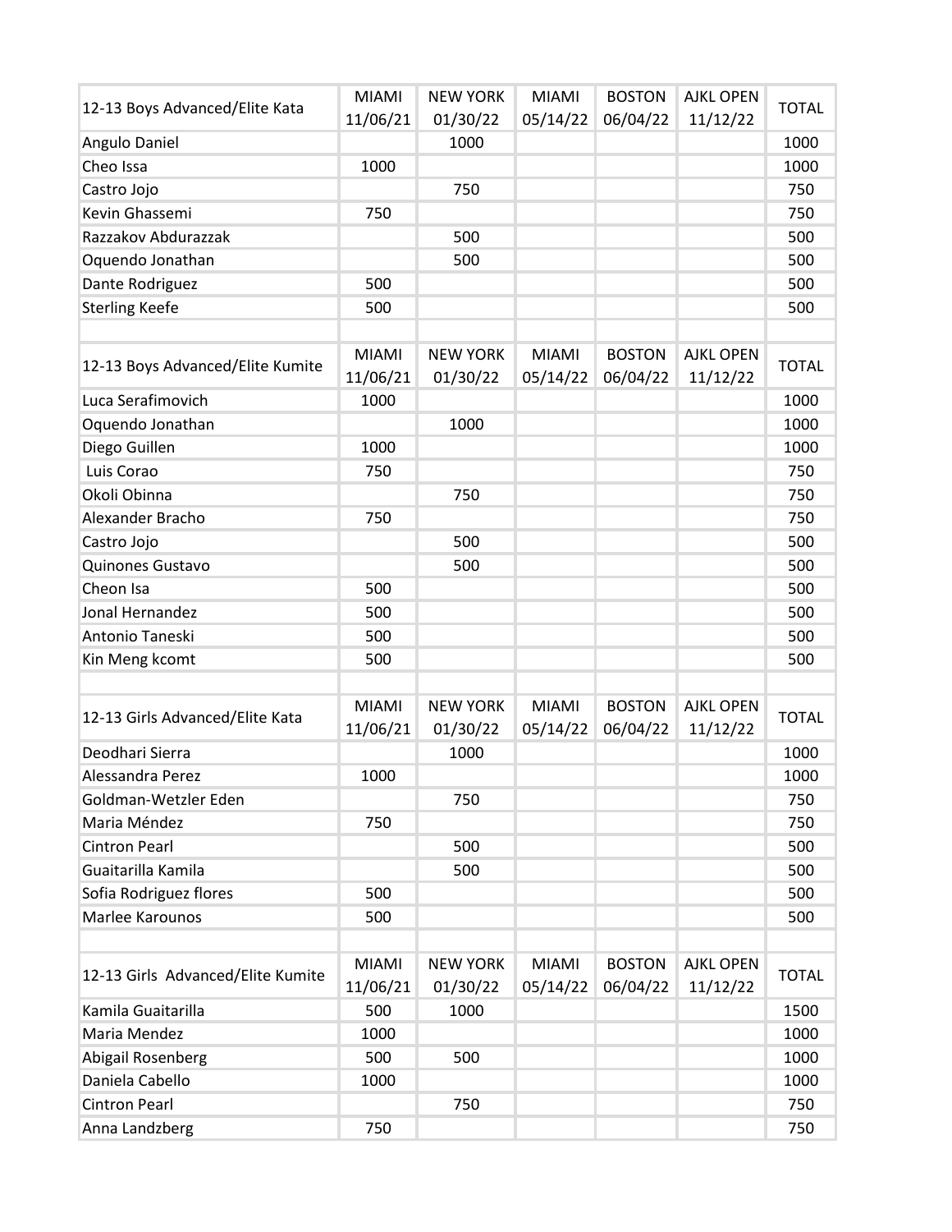| 12-13 Boys Advanced/Elite Kata | MIAMI 11/06/21 | NEW YORK 01/30/22 | MIAMI 05/14/22 | BOSTON 06/04/22 | AJKL OPEN 11/12/22 | TOTAL |
|---|---|---|---|---|---|---|
| Angulo Daniel | | 1000 | | | | 1000 |
| Cheo Issa | 1000 | | | | | 1000 |
| Castro Jojo | | 750 | | | | 750 |
| Kevin Ghassemi | 750 | | | | | 750 |
| Razzakov Abdurazzak | | 500 | | | | 500 |
| Oquendo Jonathan | | 500 | | | | 500 |
| Dante Rodriguez | 500 | | | | | 500 |
| Sterling Keefe | 500 | | | | | 500 |

| 12-13 Boys Advanced/Elite Kumite | MIAMI 11/06/21 | NEW YORK 01/30/22 | MIAMI 05/14/22 | BOSTON 06/04/22 | AJKL OPEN 11/12/22 | TOTAL |
|---|---|---|---|---|---|---|
| Luca Serafimovich | 1000 | | | | | 1000 |
| Oquendo Jonathan | | 1000 | | | | 1000 |
| Diego Guillen | 1000 | | | | | 1000 |
| Luis Corao | 750 | | | | | 750 |
| Okoli Obinna | | 750 | | | | 750 |
| Alexander Bracho | 750 | | | | | 750 |
| Castro Jojo | | 500 | | | | 500 |
| Quinones Gustavo | | 500 | | | | 500 |
| Cheon Isa | 500 | | | | | 500 |
| Jonal Hernandez | 500 | | | | | 500 |
| Antonio Taneski | 500 | | | | | 500 |
| Kin Meng kcomt | 500 | | | | | 500 |

| 12-13 Girls Advanced/Elite Kata | MIAMI 11/06/21 | NEW YORK 01/30/22 | MIAMI 05/14/22 | BOSTON 06/04/22 | AJKL OPEN 11/12/22 | TOTAL |
|---|---|---|---|---|---|---|
| Deodhari Sierra | | 1000 | | | | 1000 |
| Alessandra Perez | 1000 | | | | | 1000 |
| Goldman-Wetzler Eden | | 750 | | | | 750 |
| Maria Méndez | 750 | | | | | 750 |
| Cintron Pearl | | 500 | | | | 500 |
| Guaitarilla Kamila | | 500 | | | | 500 |
| Sofia Rodriguez flores | 500 | | | | | 500 |
| Marlee Karounos | 500 | | | | | 500 |

| 12-13 Girls Advanced/Elite Kumite | MIAMI 11/06/21 | NEW YORK 01/30/22 | MIAMI 05/14/22 | BOSTON 06/04/22 | AJKL OPEN 11/12/22 | TOTAL |
|---|---|---|---|---|---|---|
| Kamila Guaitarilla | 500 | 1000 | | | | 1500 |
| Maria Mendez | 1000 | | | | | 1000 |
| Abigail Rosenberg | 500 | 500 | | | | 1000 |
| Daniela Cabello | 1000 | | | | | 1000 |
| Cintron Pearl | | 750 | | | | 750 |
| Anna Landzberg | 750 | | | | | 750 |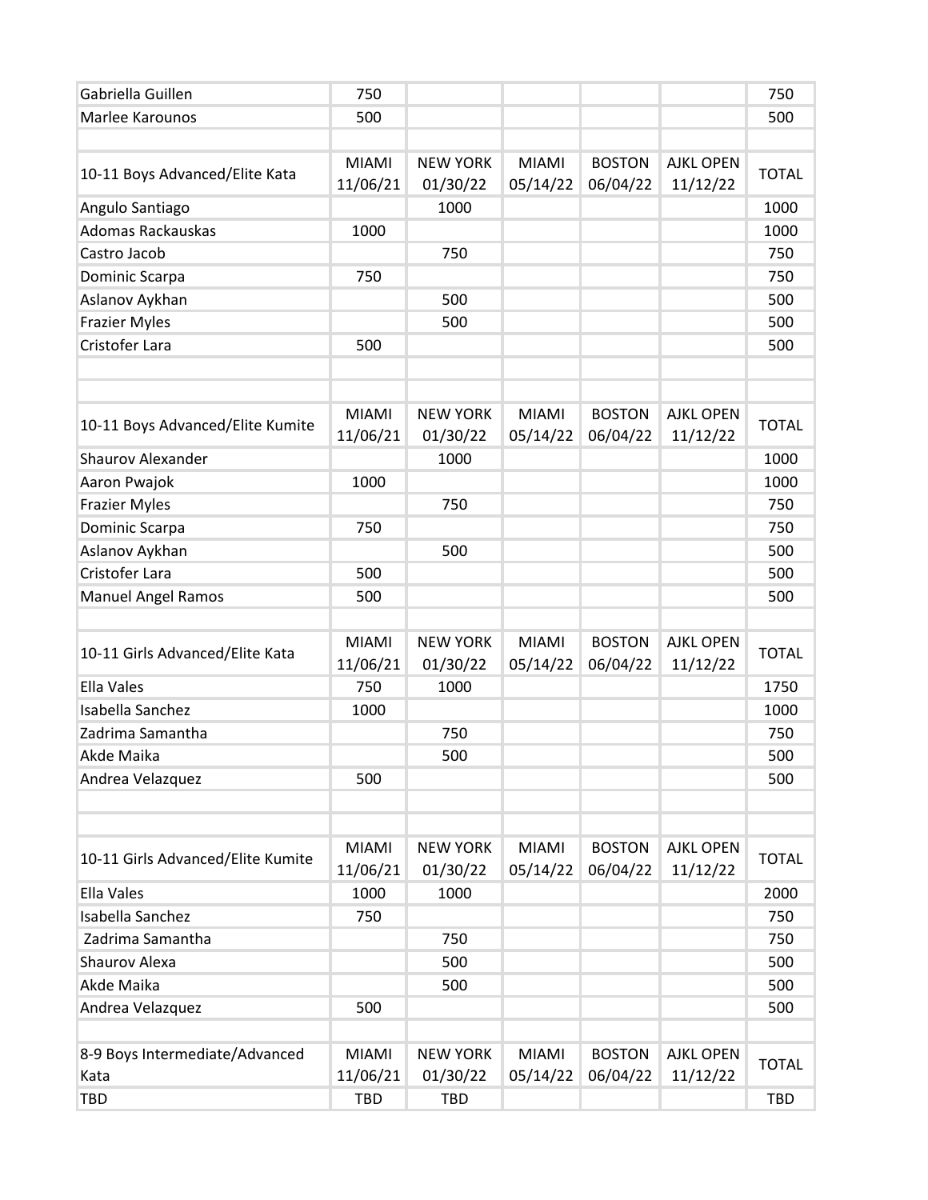| | | | | | | |
|---|---|---|---|---|---|---|
| Gabriella Guillen | 750 | | | | | 750 |
| Marlee Karounos | 500 | | | | | 500 |
| | | | | | | |
| 10-11 Boys Advanced/Elite Kata | MIAMI 11/06/21 | NEW YORK 01/30/22 | MIAMI 05/14/22 | BOSTON 06/04/22 | AJKL OPEN 11/12/22 | TOTAL |
| Angulo Santiago | | 1000 | | | | 1000 |
| Adomas Rackauskas | 1000 | | | | | 1000 |
| Castro Jacob | | 750 | | | | 750 |
| Dominic Scarpa | 750 | | | | | 750 |
| Aslanov Aykhan | | 500 | | | | 500 |
| Frazier Myles | | 500 | | | | 500 |
| Cristofer Lara | 500 | | | | | 500 |
| | | | | | | |
| | | | | | | |
| 10-11 Boys Advanced/Elite Kumite | MIAMI 11/06/21 | NEW YORK 01/30/22 | MIAMI 05/14/22 | BOSTON 06/04/22 | AJKL OPEN 11/12/22 | TOTAL |
| Shaurov Alexander | | 1000 | | | | 1000 |
| Aaron Pwajok | 1000 | | | | | 1000 |
| Frazier Myles | | 750 | | | | 750 |
| Dominic Scarpa | 750 | | | | | 750 |
| Aslanov Aykhan | | 500 | | | | 500 |
| Cristofer Lara | 500 | | | | | 500 |
| Manuel Angel Ramos | 500 | | | | | 500 |
| | | | | | | |
| 10-11 Girls Advanced/Elite Kata | MIAMI 11/06/21 | NEW YORK 01/30/22 | MIAMI 05/14/22 | BOSTON 06/04/22 | AJKL OPEN 11/12/22 | TOTAL |
| Ella Vales | 750 | 1000 | | | | 1750 |
| Isabella Sanchez | 1000 | | | | | 1000 |
| Zadrima Samantha | | 750 | | | | 750 |
| Akde Maika | | 500 | | | | 500 |
| Andrea Velazquez | 500 | | | | | 500 |
| | | | | | | |
| | | | | | | |
| 10-11 Girls Advanced/Elite Kumite | MIAMI 11/06/21 | NEW YORK 01/30/22 | MIAMI 05/14/22 | BOSTON 06/04/22 | AJKL OPEN 11/12/22 | TOTAL |
| Ella Vales | 1000 | 1000 | | | | 2000 |
| Isabella Sanchez | 750 | | | | | 750 |
| Zadrima Samantha | | 750 | | | | 750 |
| Shaurov Alexa | | 500 | | | | 500 |
| Akde Maika | | 500 | | | | 500 |
| Andrea Velazquez | 500 | | | | | 500 |
| | | | | | | |
| 8-9 Boys Intermediate/Advanced Kata | MIAMI 11/06/21 | NEW YORK 01/30/22 | MIAMI 05/14/22 | BOSTON 06/04/22 | AJKL OPEN 11/12/22 | TOTAL |
| TBD | TBD | TBD | | | | TBD |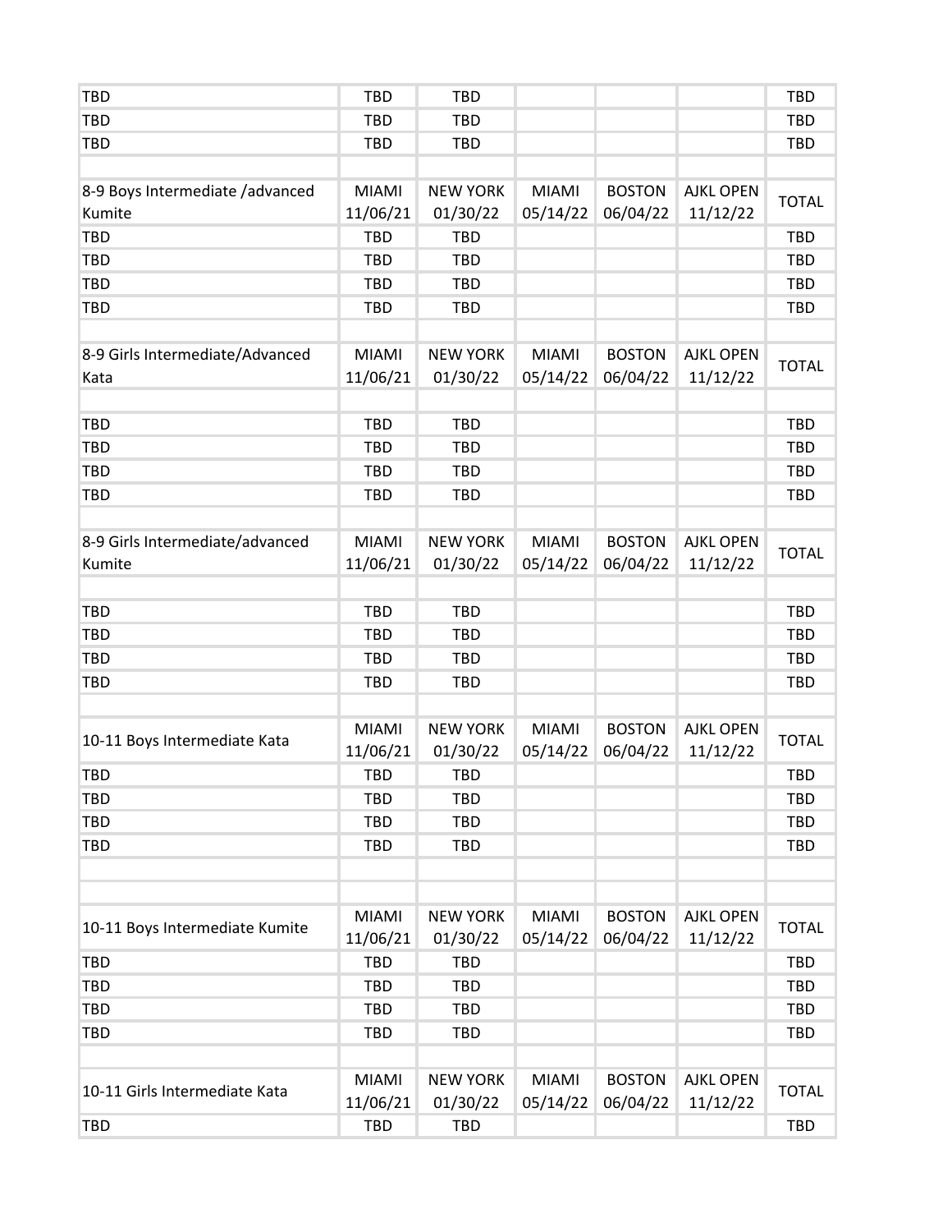| | | | | | | |
|---|---|---|---|---|---|---|
| TBD | TBD | TBD | | | | TBD |
| TBD | TBD | TBD | | | | TBD |
| TBD | TBD | TBD | | | | TBD |
| | | | | | | |
| 8-9 Boys Intermediate /advanced Kumite | MIAMI 11/06/21 | NEW YORK 01/30/22 | MIAMI 05/14/22 | BOSTON 06/04/22 | AJKL OPEN 11/12/22 | TOTAL |
| TBD | TBD | TBD | | | | TBD |
| TBD | TBD | TBD | | | | TBD |
| TBD | TBD | TBD | | | | TBD |
| TBD | TBD | TBD | | | | TBD |
| | | | | | | |
| 8-9 Girls Intermediate/Advanced Kata | MIAMI 11/06/21 | NEW YORK 01/30/22 | MIAMI 05/14/22 | BOSTON 06/04/22 | AJKL OPEN 11/12/22 | TOTAL |
| | | | | | | |
| TBD | TBD | TBD | | | | TBD |
| TBD | TBD | TBD | | | | TBD |
| TBD | TBD | TBD | | | | TBD |
| TBD | TBD | TBD | | | | TBD |
| | | | | | | |
| 8-9 Girls Intermediate/advanced Kumite | MIAMI 11/06/21 | NEW YORK 01/30/22 | MIAMI 05/14/22 | BOSTON 06/04/22 | AJKL OPEN 11/12/22 | TOTAL |
| | | | | | | |
| TBD | TBD | TBD | | | | TBD |
| TBD | TBD | TBD | | | | TBD |
| TBD | TBD | TBD | | | | TBD |
| TBD | TBD | TBD | | | | TBD |
| | | | | | | |
| 10-11 Boys Intermediate Kata | MIAMI 11/06/21 | NEW YORK 01/30/22 | MIAMI 05/14/22 | BOSTON 06/04/22 | AJKL OPEN 11/12/22 | TOTAL |
| TBD | TBD | TBD | | | | TBD |
| TBD | TBD | TBD | | | | TBD |
| TBD | TBD | TBD | | | | TBD |
| TBD | TBD | TBD | | | | TBD |
| | | | | | | |
| | | | | | | |
| 10-11 Boys Intermediate Kumite | MIAMI 11/06/21 | NEW YORK 01/30/22 | MIAMI 05/14/22 | BOSTON 06/04/22 | AJKL OPEN 11/12/22 | TOTAL |
| TBD | TBD | TBD | | | | TBD |
| TBD | TBD | TBD | | | | TBD |
| TBD | TBD | TBD | | | | TBD |
| TBD | TBD | TBD | | | | TBD |
| | | | | | | |
| 10-11 Girls Intermediate Kata | MIAMI 11/06/21 | NEW YORK 01/30/22 | MIAMI 05/14/22 | BOSTON 06/04/22 | AJKL OPEN 11/12/22 | TOTAL |
| TBD | TBD | TBD | | | | TBD |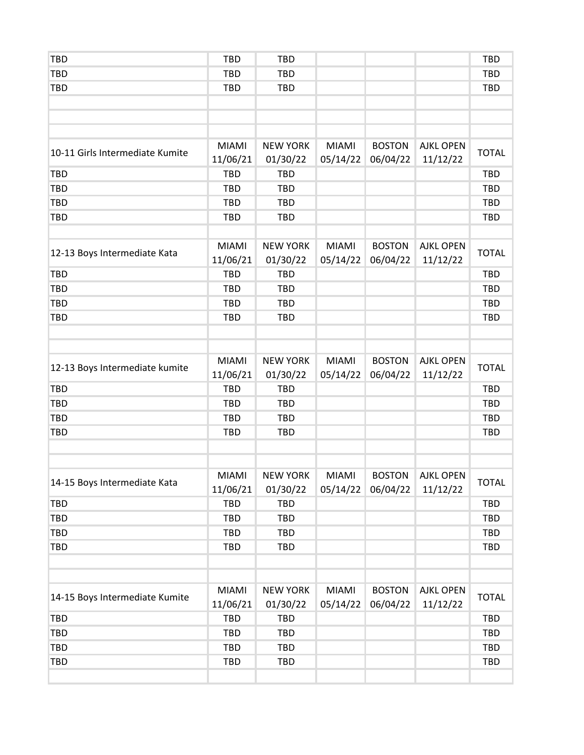| | | | | | | |
|---|---|---|---|---|---|---|
| TBD | TBD | TBD | | | | TBD |
| TBD | TBD | TBD | | | | TBD |
| TBD | TBD | TBD | | | | TBD |
| | | | | | | |
| | | | | | | |
| | | | | | | |
| 10-11 Girls Intermediate Kumite | MIAMI 11/06/21 | NEW YORK 01/30/22 | MIAMI 05/14/22 | BOSTON 06/04/22 | AJKL OPEN 11/12/22 | TOTAL |
| TBD | TBD | TBD | | | | TBD |
| TBD | TBD | TBD | | | | TBD |
| TBD | TBD | TBD | | | | TBD |
| TBD | TBD | TBD | | | | TBD |
| | | | | | | |
| 12-13 Boys Intermediate Kata | MIAMI 11/06/21 | NEW YORK 01/30/22 | MIAMI 05/14/22 | BOSTON 06/04/22 | AJKL OPEN 11/12/22 | TOTAL |
| TBD | TBD | TBD | | | | TBD |
| TBD | TBD | TBD | | | | TBD |
| TBD | TBD | TBD | | | | TBD |
| TBD | TBD | TBD | | | | TBD |
| | | | | | | |
| | | | | | | |
| 12-13 Boys Intermediate kumite | MIAMI 11/06/21 | NEW YORK 01/30/22 | MIAMI 05/14/22 | BOSTON 06/04/22 | AJKL OPEN 11/12/22 | TOTAL |
| TBD | TBD | TBD | | | | TBD |
| TBD | TBD | TBD | | | | TBD |
| TBD | TBD | TBD | | | | TBD |
| TBD | TBD | TBD | | | | TBD |
| | | | | | | |
| | | | | | | |
| 14-15 Boys Intermediate Kata | MIAMI 11/06/21 | NEW YORK 01/30/22 | MIAMI 05/14/22 | BOSTON 06/04/22 | AJKL OPEN 11/12/22 | TOTAL |
| TBD | TBD | TBD | | | | TBD |
| TBD | TBD | TBD | | | | TBD |
| TBD | TBD | TBD | | | | TBD |
| TBD | TBD | TBD | | | | TBD |
| | | | | | | |
| | | | | | | |
| 14-15 Boys Intermediate Kumite | MIAMI 11/06/21 | NEW YORK 01/30/22 | MIAMI 05/14/22 | BOSTON 06/04/22 | AJKL OPEN 11/12/22 | TOTAL |
| TBD | TBD | TBD | | | | TBD |
| TBD | TBD | TBD | | | | TBD |
| TBD | TBD | TBD | | | | TBD |
| TBD | TBD | TBD | | | | TBD |
| | | | | | | |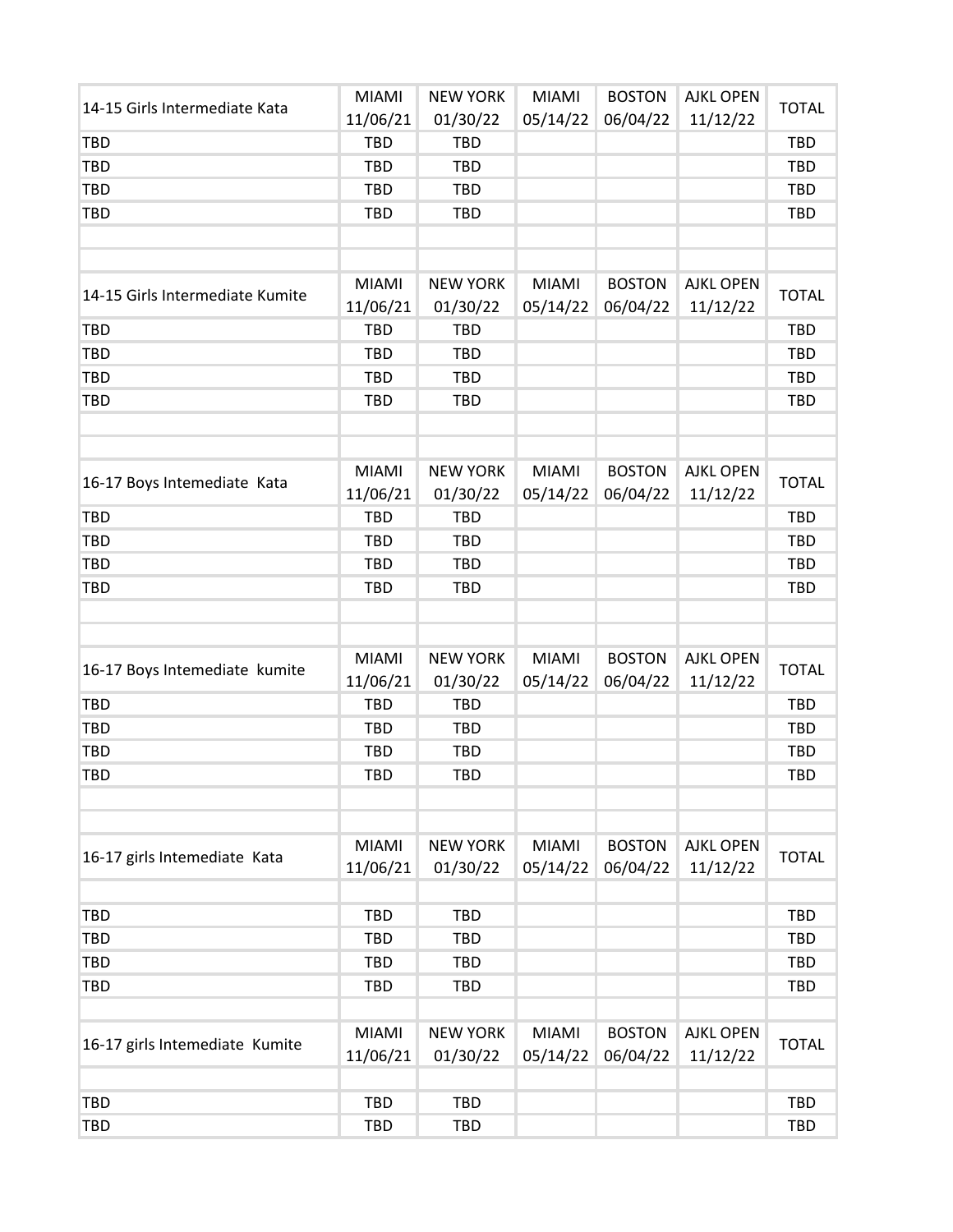| 14-15 Girls Intermediate Kata | MIAMI 11/06/21 | NEW YORK 01/30/22 | MIAMI 05/14/22 | BOSTON 06/04/22 | AJKL OPEN 11/12/22 | TOTAL |
|---|---|---|---|---|---|---|
| TBD | TBD | TBD | | | | TBD |
| TBD | TBD | TBD | | | | TBD |
| TBD | TBD | TBD | | | | TBD |
| TBD | TBD | TBD | | | | TBD |

| 14-15 Girls Intermediate Kumite | MIAMI 11/06/21 | NEW YORK 01/30/22 | MIAMI 05/14/22 | BOSTON 06/04/22 | AJKL OPEN 11/12/22 | TOTAL |
|---|---|---|---|---|---|---|
| TBD | TBD | TBD | | | | TBD |
| TBD | TBD | TBD | | | | TBD |
| TBD | TBD | TBD | | | | TBD |
| TBD | TBD | TBD | | | | TBD |

| 16-17 Boys Intemediate Kata | MIAMI 11/06/21 | NEW YORK 01/30/22 | MIAMI 05/14/22 | BOSTON 06/04/22 | AJKL OPEN 11/12/22 | TOTAL |
|---|---|---|---|---|---|---|
| TBD | TBD | TBD | | | | TBD |
| TBD | TBD | TBD | | | | TBD |
| TBD | TBD | TBD | | | | TBD |
| TBD | TBD | TBD | | | | TBD |

| 16-17 Boys Intemediate kumite | MIAMI 11/06/21 | NEW YORK 01/30/22 | MIAMI 05/14/22 | BOSTON 06/04/22 | AJKL OPEN 11/12/22 | TOTAL |
|---|---|---|---|---|---|---|
| TBD | TBD | TBD | | | | TBD |
| TBD | TBD | TBD | | | | TBD |
| TBD | TBD | TBD | | | | TBD |
| TBD | TBD | TBD | | | | TBD |

| 16-17 girls Intemediate Kata | MIAMI 11/06/21 | NEW YORK 01/30/22 | MIAMI 05/14/22 | BOSTON 06/04/22 | AJKL OPEN 11/12/22 | TOTAL |
|---|---|---|---|---|---|---|
| TBD | TBD | TBD | | | | TBD |
| TBD | TBD | TBD | | | | TBD |
| TBD | TBD | TBD | | | | TBD |
| TBD | TBD | TBD | | | | TBD |

| 16-17 girls Intemediate Kumite | MIAMI 11/06/21 | NEW YORK 01/30/22 | MIAMI 05/14/22 | BOSTON 06/04/22 | AJKL OPEN 11/12/22 | TOTAL |
|---|---|---|---|---|---|---|
| TBD | TBD | TBD | | | | TBD |
| TBD | TBD | TBD | | | | TBD |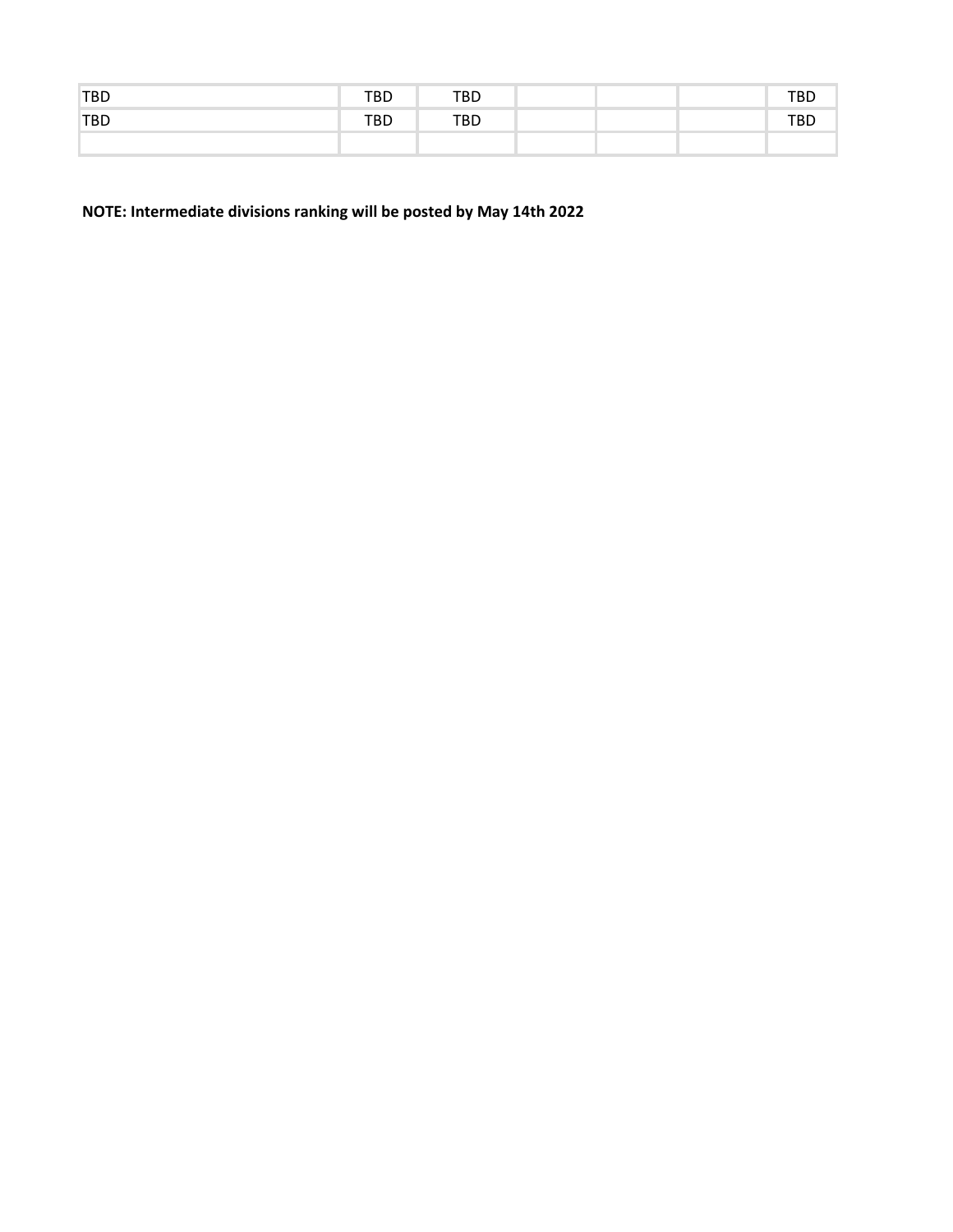| | | | | | | |
|---|---|---|---|---|---|---|
| TBD | TBD | TBD | | | | TBD |
| TBD | TBD | TBD | | | | TBD |
| | | | | | | |

**NOTE: Intermediate divisions ranking will be posted by May 14th 2022**